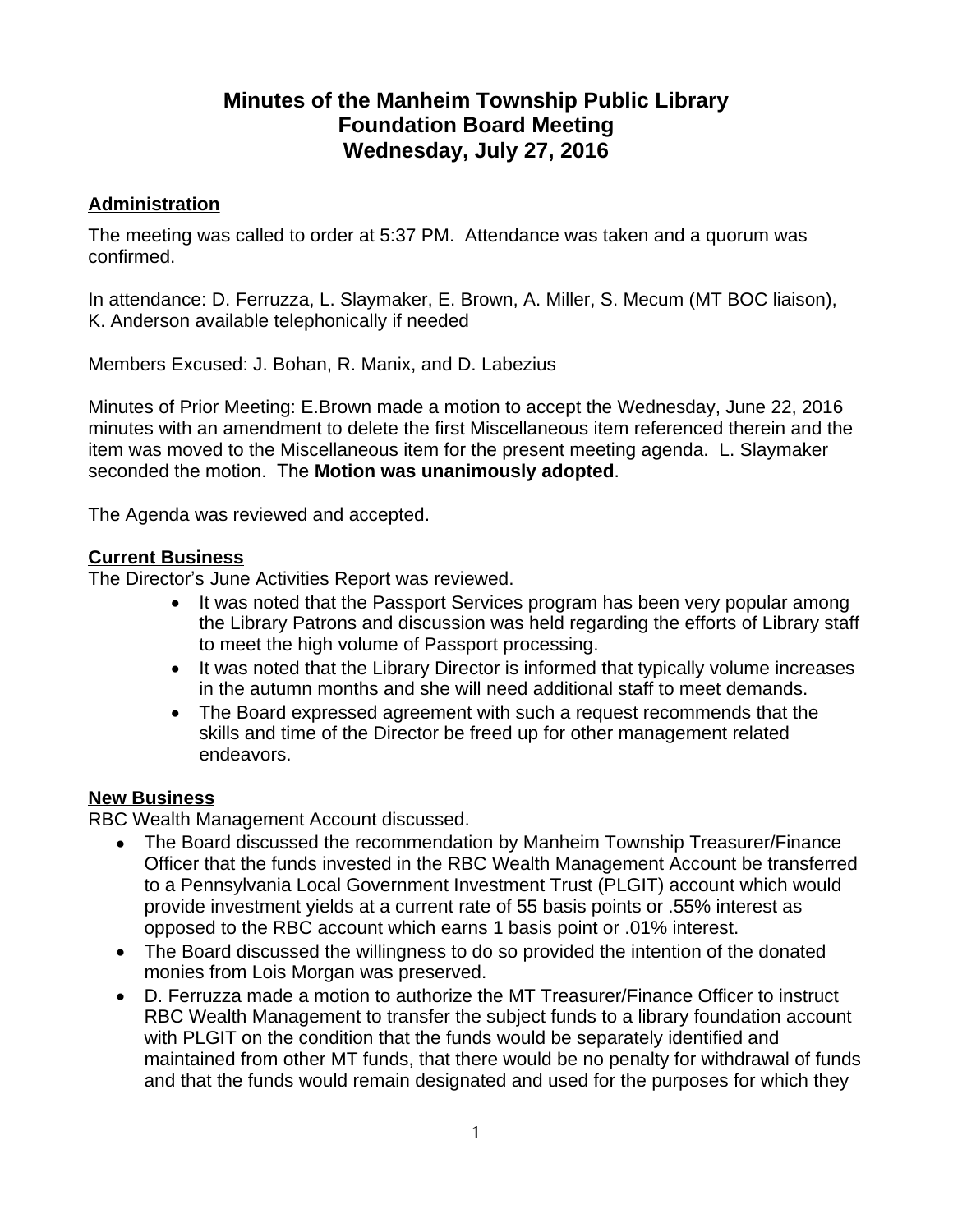# Minutes of the Manheim Township Public Library Foundation Board Meeting Wednesday, July 27, 2016

## Administration

The meeting was called to order at 5:37 PM. Attendance was taken and a quorum was confirmed.

In attendance: D. Ferruzza, L. Slaymaker, E. Brown, A. Miller, S. Mecum (MT BOC liaison), K. Anderson available telephonically if needed

Members Excused: J. Bohan, R. Manix, and D. Labezius

Minutes of Prior Meeting: E.Brown made a motion to accept the Wednesday, June 22, 2016 minutes with an amendment to delete the first Miscellaneous item referenced therein and the item was moved to the Miscellaneous item for the present meeting agenda. L. Slaymaker seconded the motion. The **Motion was unanimously adopted**.

The Agenda was reviewed and accepted.

## Current Business

The Director's June Activities Report was reviewed.

- It was noted that the Passport Services program has been very popular among the Library Patrons and discussion was held regarding the efforts of Library staff to meet the high volume of Passport processing.
- It was noted that the Library Director is informed that typically volume increases in the autumn months and she will need additional staff to meet demands.
- The Board expressed agreement with such a request recommends that the skills and time of the Director be freed up for other management related endeavors.

## New Business

RBC Wealth Management Account discussed.

- The Board discussed the recommendation by Manheim Township Treasurer/Finance Officer that the funds invested in the RBC Wealth Management Account be transferred to a Pennsylvania Local Government Investment Trust (PLGIT) account which would provide investment yields at a current rate of 55 basis points or .55% interest as opposed to the RBC account which earns 1 basis point or .01% interest.
- The Board discussed the willingness to do so provided the intention of the donated monies from Lois Morgan was preserved.
- D. Ferruzza made a motion to authorize the MT Treasurer/Finance Officer to instruct RBC Wealth Management to transfer the subject funds to a library foundation account with PLGIT on the condition that the funds would be separately identified and maintained from other MT funds, that there would be no penalty for withdrawal of funds and that the funds would remain designated and used for the purposes for which they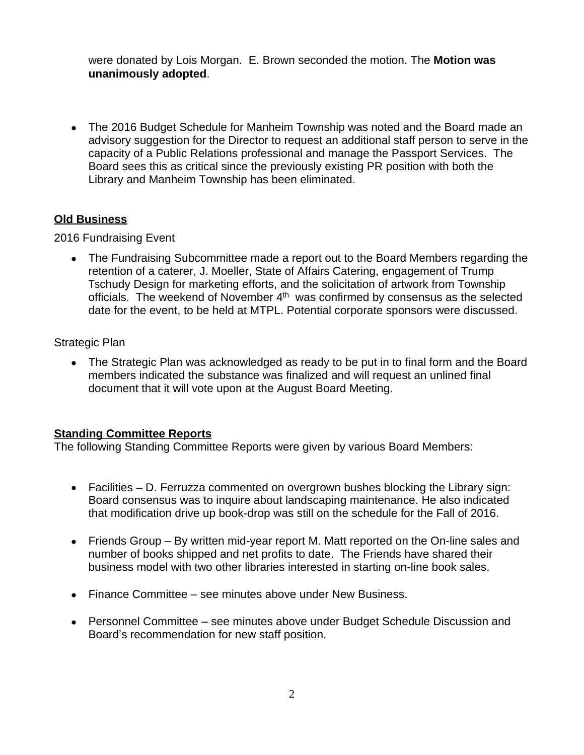were donated by Lois Morgan.  E. Brown seconded the motion. The **Motion was unanimously adopted**.

- The 2016 Budget Schedule for Manheim Township was noted and the Board made an advisory suggestion for the Director to request an additional staff person to serve in the capacity of a Public Relations professional and manage the Passport Services.  The Board sees this as critical since the previously existing PR position with both the Library and Manheim Township has been eliminated.

## Old Business

2016 Fundraising Event

- The Fundraising Subcommittee made a report out to the Board Members regarding the retention of a caterer, J. Moeller, State of Affairs Catering, engagement of Trump Tschudy Design for marketing efforts, and the solicitation of artwork from Township officials.  The weekend of November 4th  was confirmed by consensus as the selected date for the event, to be held at MTPL. Potential corporate sponsors were discussed.

Strategic Plan

- The Strategic Plan was acknowledged as ready to be put in to final form and the Board members indicated the substance was finalized and will request an unlined final document that it will vote upon at the August Board Meeting.

## Standing Committee Reports

The following Standing Committee Reports were given by various Board Members:

- Facilities – D. Ferruzza commented on overgrown bushes blocking the Library sign: Board consensus was to inquire about landscaping maintenance. He also indicated that modification drive up book-drop was still on the schedule for the Fall of 2016.
- Friends Group – By written mid-year report M. Matt reported on the On-line sales and number of books shipped and net profits to date.  The Friends have shared their business model with two other libraries interested in starting on-line book sales.
- Finance Committee – see minutes above under New Business.
- Personnel Committee – see minutes above under Budget Schedule Discussion and Board's recommendation for new staff position.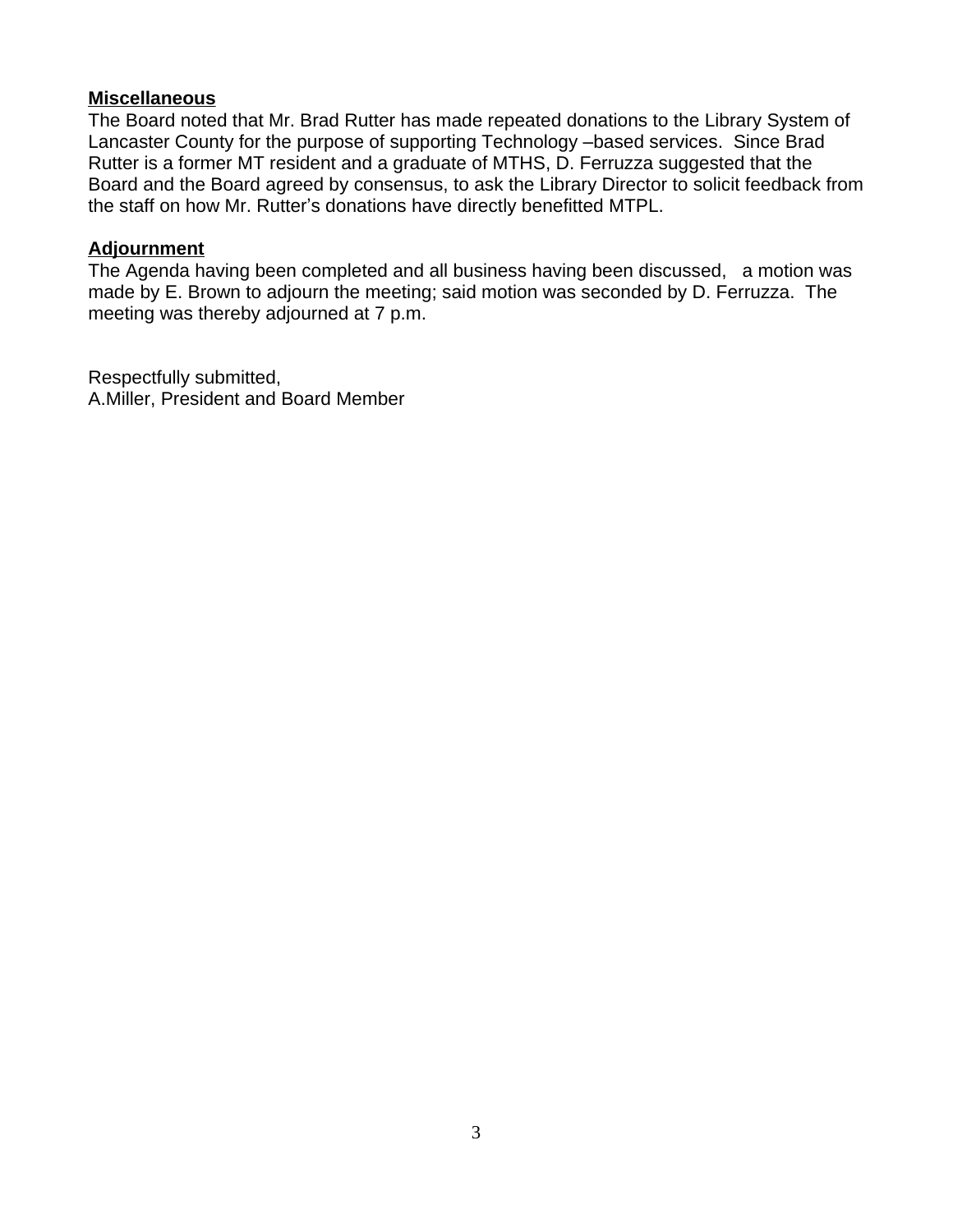**Miscellaneous**

The Board noted that Mr. Brad Rutter has made repeated donations to the Library System of Lancaster County for the purpose of supporting Technology –based services. Since Brad Rutter is a former MT resident and a graduate of MTHS, D. Ferruzza suggested that the Board and the Board agreed by consensus, to ask the Library Director to solicit feedback from the staff on how Mr. Rutter's donations have directly benefitted MTPL.

**Adjournment**

The Agenda having been completed and all business having been discussed, a motion was made by E. Brown to adjourn the meeting; said motion was seconded by D. Ferruzza. The meeting was thereby adjourned at 7 p.m.

Respectfully submitted,
A.Miller, President and Board Member